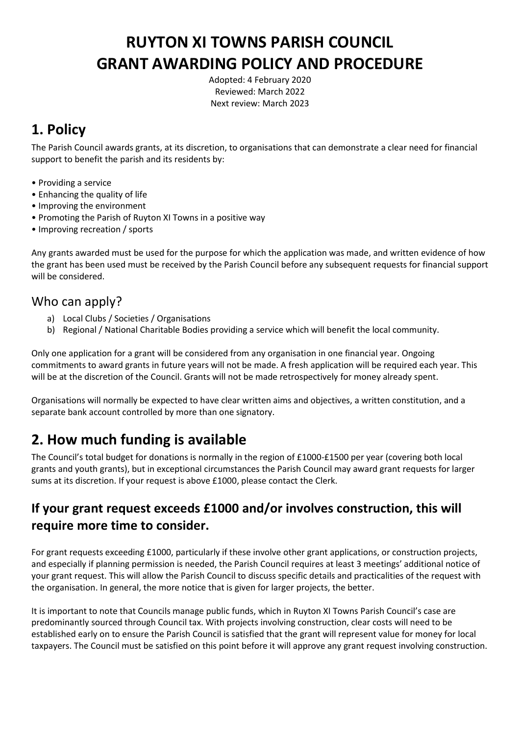# RUYTON XI TOWNS PARISH COUNCIL
# GRANT AWARDING POLICY AND PROCEDURE

Adopted: 4 February 2020
Reviewed: March 2022
Next review: March 2023

## 1. Policy

The Parish Council awards grants, at its discretion, to organisations that can demonstrate a clear need for financial support to benefit the parish and its residents by:

- Providing a service
- Enhancing the quality of life
- Improving the environment
- Promoting the Parish of Ruyton XI Towns in a positive way
- Improving recreation / sports

Any grants awarded must be used for the purpose for which the application was made, and written evidence of how the grant has been used must be received by the Parish Council before any subsequent requests for financial support will be considered.

### Who can apply?

a) Local Clubs / Societies / Organisations
b) Regional / National Charitable Bodies providing a service which will benefit the local community.

Only one application for a grant will be considered from any organisation in one financial year. Ongoing commitments to award grants in future years will not be made. A fresh application will be required each year. This will be at the discretion of the Council. Grants will not be made retrospectively for money already spent.

Organisations will normally be expected to have clear written aims and objectives, a written constitution, and a separate bank account controlled by more than one signatory.

## 2. How much funding is available

The Council's total budget for donations is normally in the region of £1000-£1500 per year (covering both local grants and youth grants), but in exceptional circumstances the Parish Council may award grant requests for larger sums at its discretion. If your request is above £1000, please contact the Clerk.

### If your grant request exceeds £1000 and/or involves construction, this will require more time to consider.

For grant requests exceeding £1000, particularly if these involve other grant applications, or construction projects, and especially if planning permission is needed, the Parish Council requires at least 3 meetings' additional notice of your grant request. This will allow the Parish Council to discuss specific details and practicalities of the request with the organisation. In general, the more notice that is given for larger projects, the better.

It is important to note that Councils manage public funds, which in Ruyton XI Towns Parish Council's case are predominantly sourced through Council tax. With projects involving construction, clear costs will need to be established early on to ensure the Parish Council is satisfied that the grant will represent value for money for local taxpayers. The Council must be satisfied on this point before it will approve any grant request involving construction.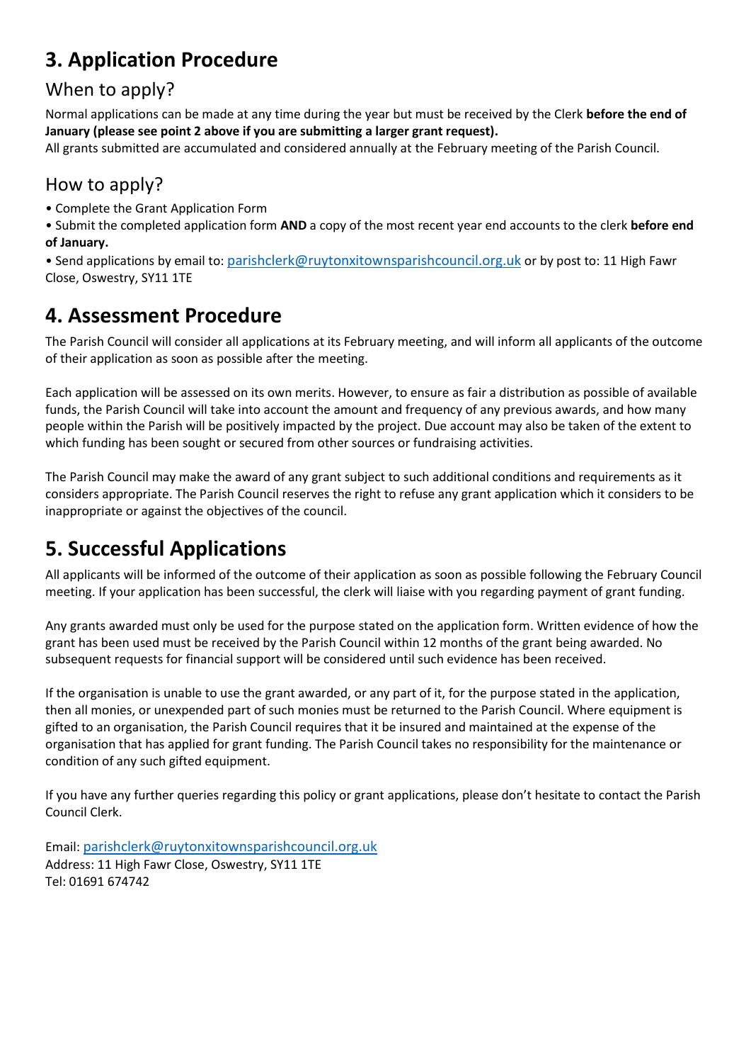## 3. Application Procedure

### When to apply?

Normal applications can be made at any time during the year but must be received by the Clerk **before the end of January (please see point 2 above if you are submitting a larger grant request).**

All grants submitted are accumulated and considered annually at the February meeting of the Parish Council.

### How to apply?

- Complete the Grant Application Form
- Submit the completed application form **AND** a copy of the most recent year end accounts to the clerk **before end of January.**
- Send applications by email to: parishclerk@ruytonxitownsparishcouncil.org.uk or by post to: 11 High Fawr Close, Oswestry, SY11 1TE

## 4. Assessment Procedure

The Parish Council will consider all applications at its February meeting, and will inform all applicants of the outcome of their application as soon as possible after the meeting.

Each application will be assessed on its own merits. However, to ensure as fair a distribution as possible of available funds, the Parish Council will take into account the amount and frequency of any previous awards, and how many people within the Parish will be positively impacted by the project. Due account may also be taken of the extent to which funding has been sought or secured from other sources or fundraising activities.

The Parish Council may make the award of any grant subject to such additional conditions and requirements as it considers appropriate. The Parish Council reserves the right to refuse any grant application which it considers to be inappropriate or against the objectives of the council.

## 5. Successful Applications

All applicants will be informed of the outcome of their application as soon as possible following the February Council meeting. If your application has been successful, the clerk will liaise with you regarding payment of grant funding.

Any grants awarded must only be used for the purpose stated on the application form. Written evidence of how the grant has been used must be received by the Parish Council within 12 months of the grant being awarded. No subsequent requests for financial support will be considered until such evidence has been received.

If the organisation is unable to use the grant awarded, or any part of it, for the purpose stated in the application, then all monies, or unexpended part of such monies must be returned to the Parish Council. Where equipment is gifted to an organisation, the Parish Council requires that it be insured and maintained at the expense of the organisation that has applied for grant funding. The Parish Council takes no responsibility for the maintenance or condition of any such gifted equipment.

If you have any further queries regarding this policy or grant applications, please don't hesitate to contact the Parish Council Clerk.

Email: parishclerk@ruytonxitownsparishcouncil.org.uk
Address: 11 High Fawr Close, Oswestry, SY11 1TE
Tel: 01691 674742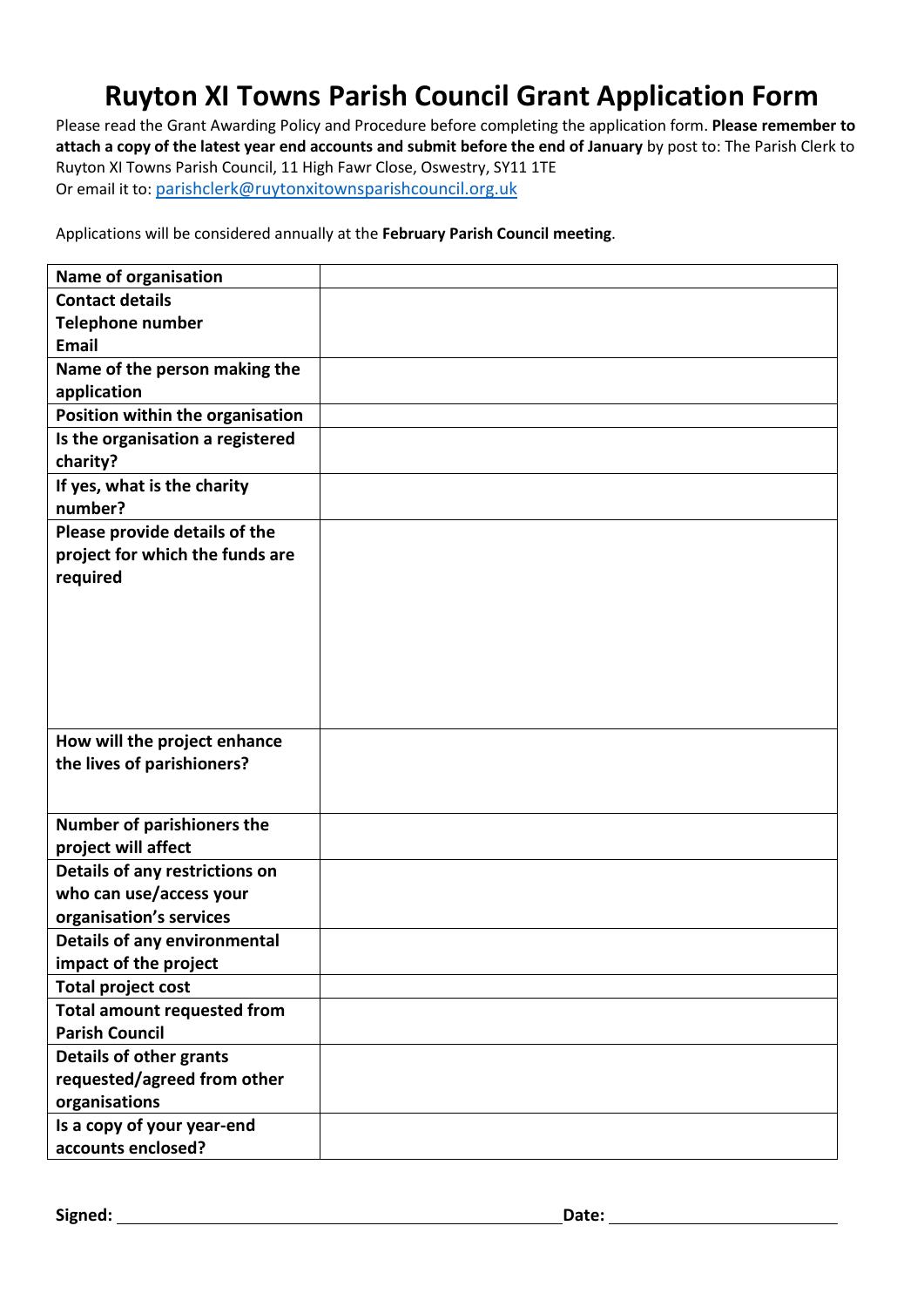# Ruyton XI Towns Parish Council Grant Application Form

Please read the Grant Awarding Policy and Procedure before completing the application form. **Please remember to attach a copy of the latest year end accounts and submit before the end of January** by post to: The Parish Clerk to Ruyton XI Towns Parish Council, 11 High Fawr Close, Oswestry, SY11 1TE
Or email it to: parishclerk@ruytonxitownsparishcouncil.org.uk

Applications will be considered annually at the **February Parish Council meeting**.

| | |
|---|---|
| **Name of organisation** | |
| **Contact details**<br>**Telephone number**<br>**Email** | |
| **Name of the person making the application** | |
| **Position within the organisation** | |
| **Is the organisation a registered charity?** | |
| **If yes, what is the charity number?** | |
| **Please provide details of the project for which the funds are required** | |
| **How will the project enhance the lives of parishioners?** | |
| **Number of parishioners the project will affect** | |
| **Details of any restrictions on who can use/access your organisation's services** | |
| **Details of any environmental impact of the project** | |
| **Total project cost** | |
| **Total amount requested from Parish Council** | |
| **Details of other grants requested/agreed from other organisations** | |
| **Is a copy of your year-end accounts enclosed?** | |

**Signed:** ______________________________ **Date:** ______________